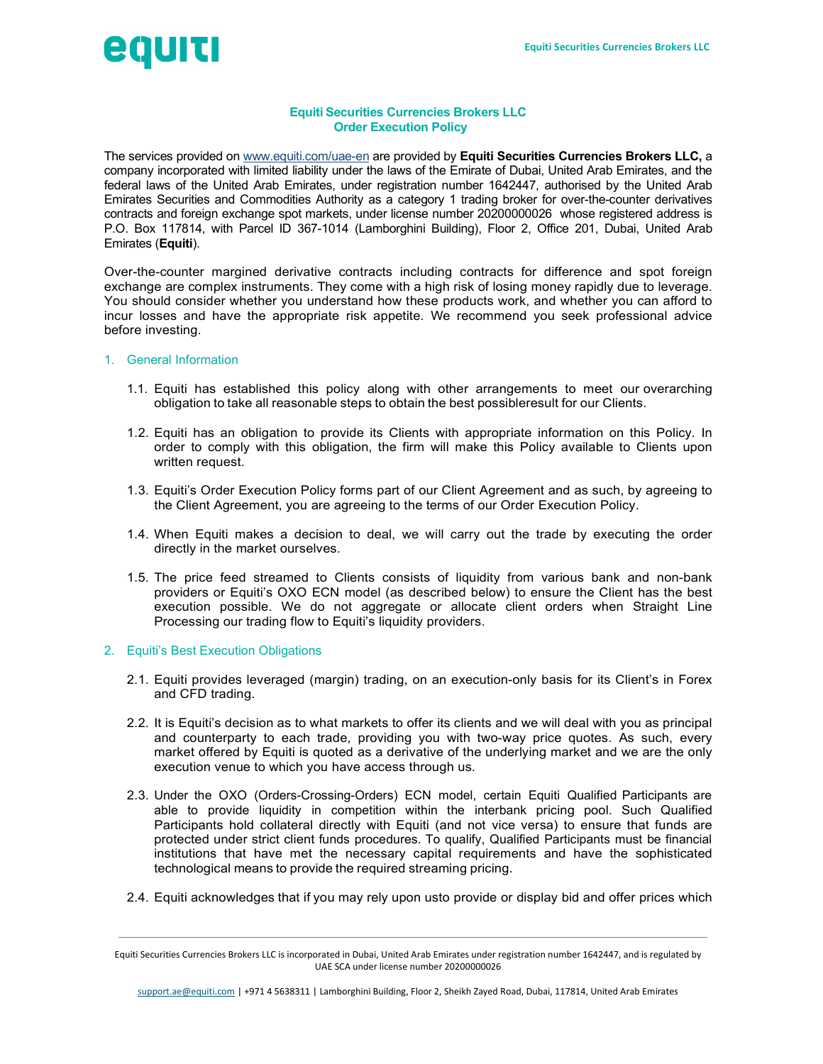# Equiti Securities Currencies Brokers LLC
# Order Execution Policy

The services provided on www.equiti.com/uae-en are provided by **Equiti Securities Currencies Brokers LLC,** a company incorporated with limited liability under the laws of the Emirate of Dubai, United Arab Emirates, and the federal laws of the United Arab Emirates, under registration number 1642447, authorised by the United Arab Emirates Securities and Commodities Authority as a category 1 trading broker for over-the-counter derivatives contracts and foreign exchange spot markets, under license number 20200000026 whose registered address is P.O. Box 117814, with Parcel ID 367-1014 (Lamborghini Building), Floor 2, Office 201, Dubai, United Arab Emirates (**Equiti**).

Over-the-counter margined derivative contracts including contracts for difference and spot foreign exchange are complex instruments. They come with a high risk of losing money rapidly due to leverage. You should consider whether you understand how these products work, and whether you can afford to incur losses and have the appropriate risk appetite. We recommend you seek professional advice before investing.

## 1. General Information

1.1. Equiti has established this policy along with other arrangements to meet our overarching obligation to take all reasonable steps to obtain the best possibleresult for our Clients.

1.2. Equiti has an obligation to provide its Clients with appropriate information on this Policy. In order to comply with this obligation, the firm will make this Policy available to Clients upon written request.

1.3. Equiti's Order Execution Policy forms part of our Client Agreement and as such, by agreeing to the Client Agreement, you are agreeing to the terms of our Order Execution Policy.

1.4. When Equiti makes a decision to deal, we will carry out the trade by executing the order directly in the market ourselves.

1.5. The price feed streamed to Clients consists of liquidity from various bank and non-bank providers or Equiti's OXO ECN model (as described below) to ensure the Client has the best execution possible. We do not aggregate or allocate client orders when Straight Line Processing our trading flow to Equiti's liquidity providers.

## 2. Equiti's Best Execution Obligations

2.1. Equiti provides leveraged (margin) trading, on an execution-only basis for its Client's in Forex and CFD trading.

2.2. It is Equiti's decision as to what markets to offer its clients and we will deal with you as principal and counterparty to each trade, providing you with two-way price quotes. As such, every market offered by Equiti is quoted as a derivative of the underlying market and we are the only execution venue to which you have access through us.

2.3. Under the OXO (Orders-Crossing-Orders) ECN model, certain Equiti Qualified Participants are able to provide liquidity in competition within the interbank pricing pool. Such Qualified Participants hold collateral directly with Equiti (and not vice versa) to ensure that funds are protected under strict client funds procedures. To qualify, Qualified Participants must be financial institutions that have met the necessary capital requirements and have the sophisticated technological means to provide the required streaming pricing.

2.4. Equiti acknowledges that if you may rely upon usto provide or display bid and offer prices which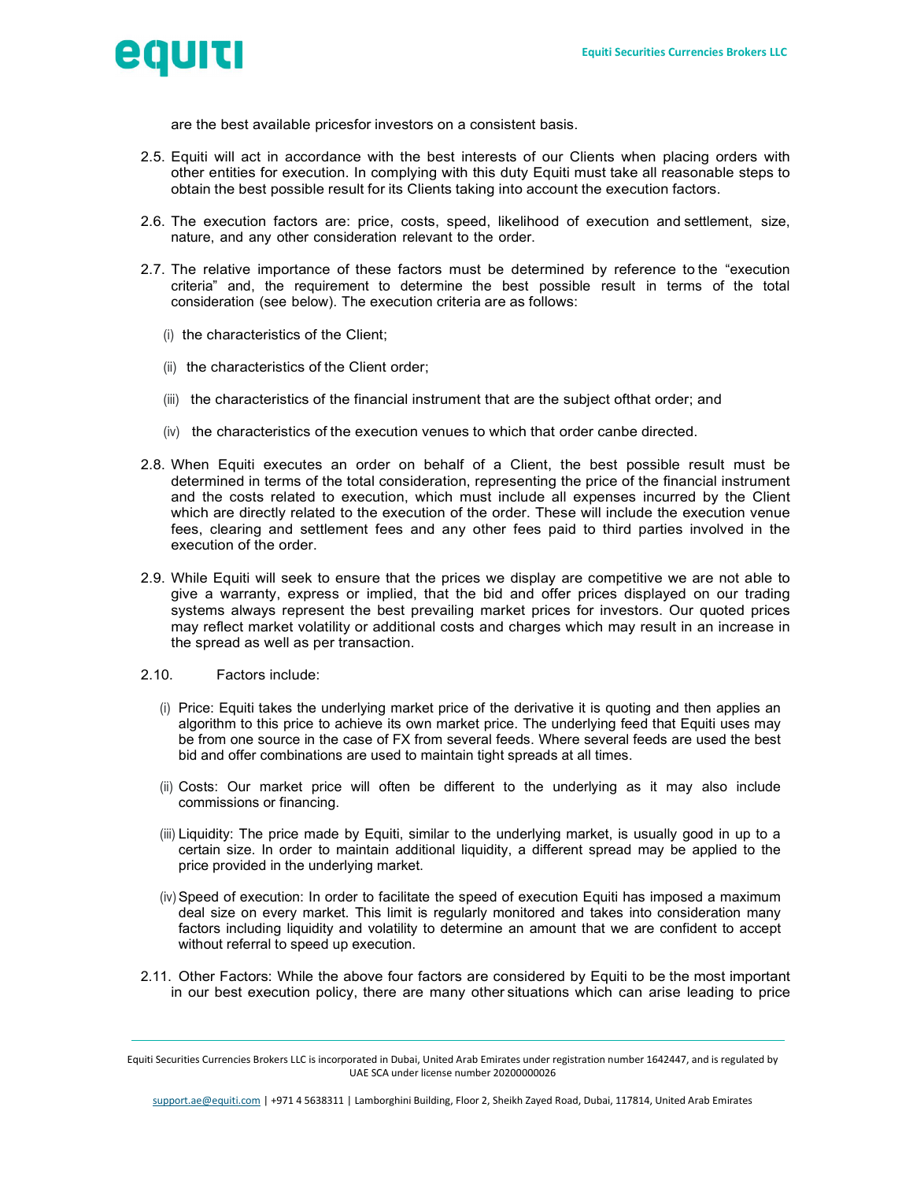are the best available pricesfor investors on a consistent basis.

2.5. Equiti will act in accordance with the best interests of our Clients when placing orders with other entities for execution. In complying with this duty Equiti must take all reasonable steps to obtain the best possible result for its Clients taking into account the execution factors.

2.6. The execution factors are: price, costs, speed, likelihood of execution and settlement, size, nature, and any other consideration relevant to the order.

2.7. The relative importance of these factors must be determined by reference to the "execution criteria" and, the requirement to determine the best possible result in terms of the total consideration (see below). The execution criteria are as follows:

(i) the characteristics of the Client;

(ii) the characteristics of the Client order;

(iii) the characteristics of the financial instrument that are the subject ofthat order; and

(iv) the characteristics of the execution venues to which that order canbe directed.

2.8. When Equiti executes an order on behalf of a Client, the best possible result must be determined in terms of the total consideration, representing the price of the financial instrument and the costs related to execution, which must include all expenses incurred by the Client which are directly related to the execution of the order. These will include the execution venue fees, clearing and settlement fees and any other fees paid to third parties involved in the execution of the order.

2.9. While Equiti will seek to ensure that the prices we display are competitive we are not able to give a warranty, express or implied, that the bid and offer prices displayed on our trading systems always represent the best prevailing market prices for investors. Our quoted prices may reflect market volatility or additional costs and charges which may result in an increase in the spread as well as per transaction.

2.10. Factors include:

(i) Price: Equiti takes the underlying market price of the derivative it is quoting and then applies an algorithm to this price to achieve its own market price. The underlying feed that Equiti uses may be from one source in the case of FX from several feeds. Where several feeds are used the best bid and offer combinations are used to maintain tight spreads at all times.

(ii) Costs: Our market price will often be different to the underlying as it may also include commissions or financing.

(iii) Liquidity: The price made by Equiti, similar to the underlying market, is usually good in up to a certain size. In order to maintain additional liquidity, a different spread may be applied to the price provided in the underlying market.

(iv) Speed of execution: In order to facilitate the speed of execution Equiti has imposed a maximum deal size on every market. This limit is regularly monitored and takes into consideration many factors including liquidity and volatility to determine an amount that we are confident to accept without referral to speed up execution.

2.11. Other Factors: While the above four factors are considered by Equiti to be the most important in our best execution policy, there are many other situations which can arise leading to price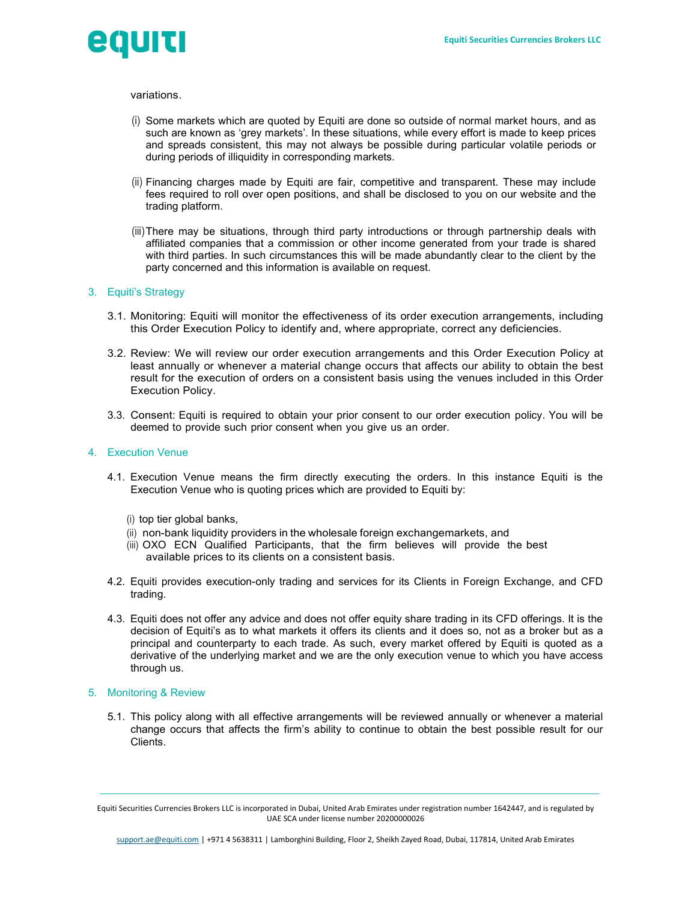variations.

(i) Some markets which are quoted by Equiti are done so outside of normal market hours, and as such are known as 'grey markets'. In these situations, while every effort is made to keep prices and spreads consistent, this may not always be possible during particular volatile periods or during periods of illiquidity in corresponding markets.

(ii) Financing charges made by Equiti are fair, competitive and transparent. These may include fees required to roll over open positions, and shall be disclosed to you on our website and the trading platform.

(iii) There may be situations, through third party introductions or through partnership deals with affiliated companies that a commission or other income generated from your trade is shared with third parties. In such circumstances this will be made abundantly clear to the client by the party concerned and this information is available on request.

## 3. Equiti's Strategy

3.1. Monitoring: Equiti will monitor the effectiveness of its order execution arrangements, including this Order Execution Policy to identify and, where appropriate, correct any deficiencies.

3.2. Review: We will review our order execution arrangements and this Order Execution Policy at least annually or whenever a material change occurs that affects our ability to obtain the best result for the execution of orders on a consistent basis using the venues included in this Order Execution Policy.

3.3. Consent: Equiti is required to obtain your prior consent to our order execution policy. You will be deemed to provide such prior consent when you give us an order.

## 4. Execution Venue

4.1. Execution Venue means the firm directly executing the orders. In this instance Equiti is the Execution Venue who is quoting prices which are provided to Equiti by:

(i) top tier global banks,
(ii) non-bank liquidity providers in the wholesale foreign exchangemarkets, and
(iii) OXO ECN Qualified Participants, that the firm believes will provide the best available prices to its clients on a consistent basis.

4.2. Equiti provides execution-only trading and services for its Clients in Foreign Exchange, and CFD trading.

4.3. Equiti does not offer any advice and does not offer equity share trading in its CFD offerings. It is the decision of Equiti's as to what markets it offers its clients and it does so, not as a broker but as a principal and counterparty to each trade. As such, every market offered by Equiti is quoted as a derivative of the underlying market and we are the only execution venue to which you have access through us.

## 5. Monitoring & Review

5.1. This policy along with all effective arrangements will be reviewed annually or whenever a material change occurs that affects the firm's ability to continue to obtain the best possible result for our Clients.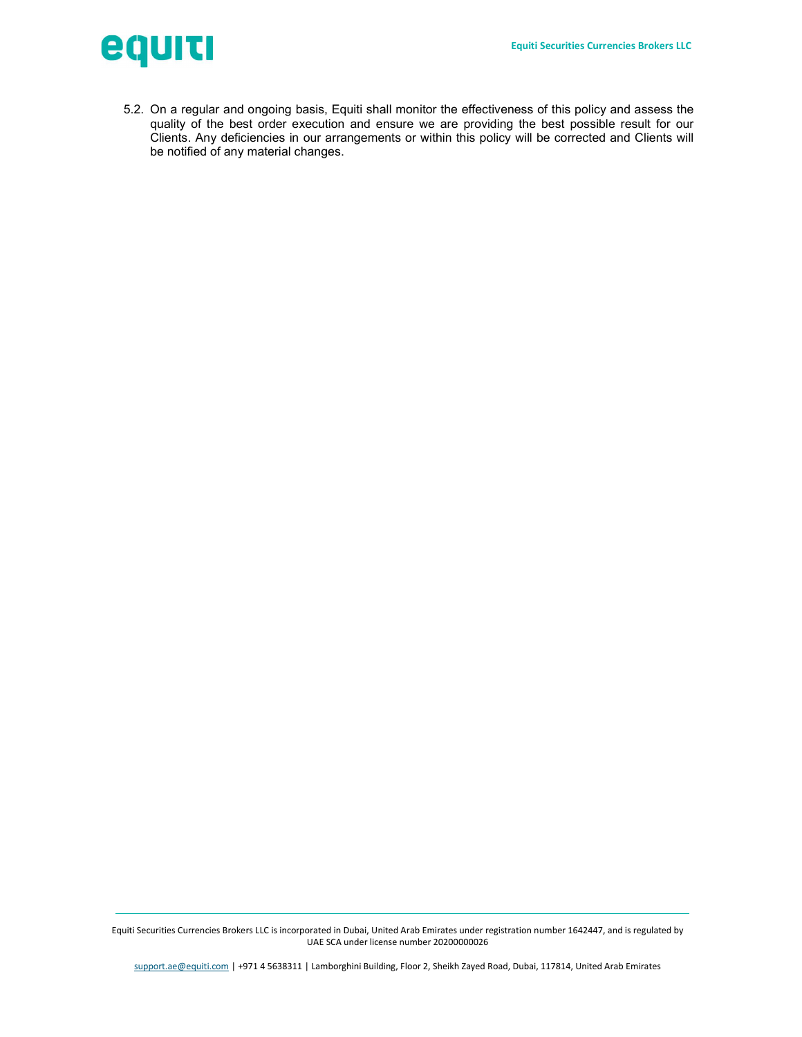5.2. On a regular and ongoing basis, Equiti shall monitor the effectiveness of this policy and assess the quality of the best order execution and ensure we are providing the best possible result for our Clients. Any deficiencies in our arrangements or within this policy will be corrected and Clients will be notified of any material changes.